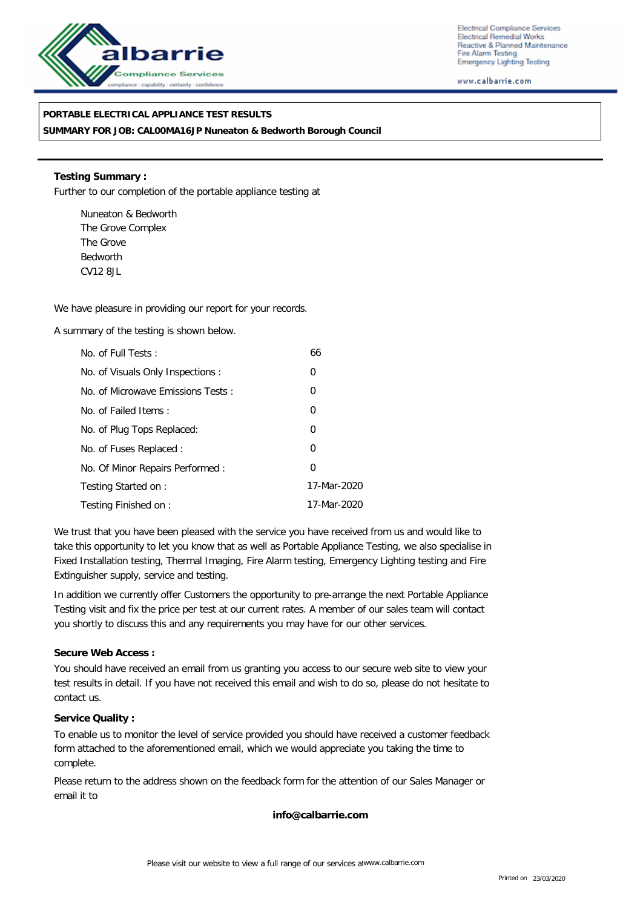Electrical Compliance Services
Electrical Remedial Works
Reactive & Planned Maintenance
Fire Alarm Testing
Emergency Lighting Testing

www.calbarrie.com

**PORTABLE ELECTRICAL APPLIANCE TEST RESULTS**

**SUMMARY FOR JOB: CAL00MA16JP Nuneaton & Bedworth Borough Council**

**Testing Summary :**

Further to our completion of the portable appliance testing at

Nuneaton & Bedworth
The Grove Complex
The Grove
Bedworth
CV12 8JL

We have pleasure in providing our report for your records.

A summary of the testing is shown below.

| | |
|---|---|
| No. of Full Tests : | 66 |
| No. of Visuals Only Inspections : | 0 |
| No. of Microwave Emissions Tests : | 0 |
| No. of Failed Items : | 0 |
| No. of Plug Tops Replaced: | 0 |
| No. of Fuses Replaced : | 0 |
| No. Of Minor Repairs Performed : | 0 |
| Testing Started on : | 17-Mar-2020 |
| Testing Finished on : | 17-Mar-2020 |

We trust that you have been pleased with the service you have received from us and would like to take this opportunity to let you know that as well as Portable Appliance Testing, we also specialise in Fixed Installation testing, Thermal Imaging, Fire Alarm testing, Emergency Lighting testing and Fire Extinguisher supply, service and testing.

In addition we currently offer Customers the opportunity to pre-arrange the next Portable Appliance Testing visit and fix the price per test at our current rates. A member of our sales team will contact you shortly to discuss this and any requirements you may have for our other services.

**Secure Web Access :**

You should have received an email from us granting you access to our secure web site to view your test results in detail. If you have not received this email and wish to do so, please do not hesitate to contact us.

**Service Quality :**

To enable us to monitor the level of service provided you should have received a customer feedback form attached to the aforementioned email, which we would appreciate you taking the time to complete.

Please return to the address shown on the feedback form for the attention of our Sales Manager or email it to

**info@calbarrie.com**

Please visit our website to view a full range of our services at www.calbarrie.com

Printed on 23/03/2020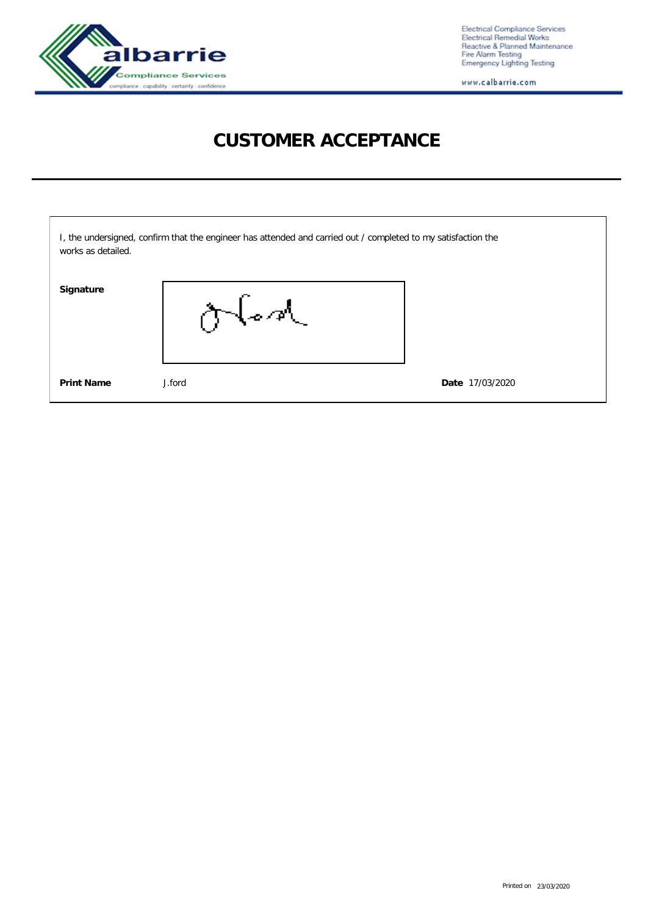# CUSTOMER ACCEPTANCE

I, the undersigned, confirm that the engineer has attended and carried out / completed to my satisfaction the works as detailed.

**Signature**

**Print Name** J.ford **Date** 17/03/2020

Printed on 23/03/2020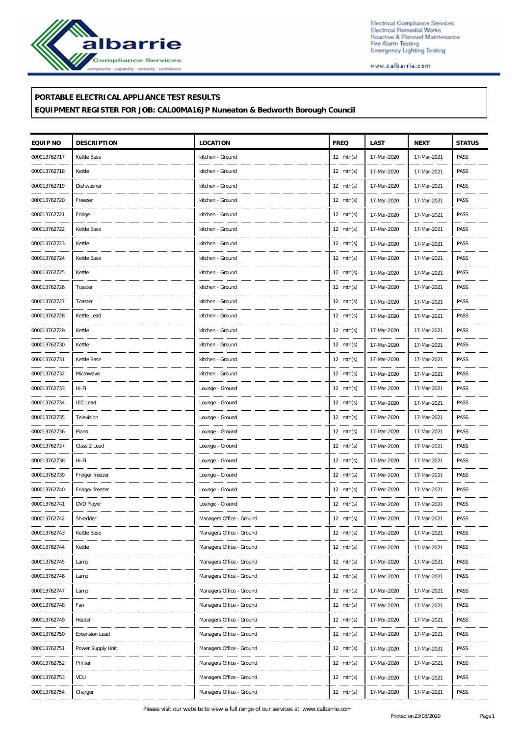**PORTABLE ELECTRICAL APPLIANCE TEST RESULTS**

**EQUIPMENT REGISTER FOR JOB: CAL00MA16JP Nuneaton & Bedworth Borough Council**

| EQUIP NO | DESCRIPTION | LOCATION | FREQ | LAST | NEXT | STATUS |
|---|---|---|---|---|---|---|
| 000013762717 | Kettle Base | kitchen - Ground | 12 mth(s) | 17-Mar-2020 | 17-Mar-2021 | PASS |
| 000013762718 | Kettle | kitchen - Ground | 12 mth(s) | 17-Mar-2020 | 17-Mar-2021 | PASS |
| 000013762719 | Dishwasher | kitchen - Ground | 12 mth(s) | 17-Mar-2020 | 17-Mar-2021 | PASS |
| 000013762720 | Freezer | kitchen - Ground | 12 mth(s) | 17-Mar-2020 | 17-Mar-2021 | PASS |
| 000013762721 | Fridge | kitchen - Ground | 12 mth(s) | 17-Mar-2020 | 17-Mar-2021 | PASS |
| 000013762722 | Kettle Base | kitchen - Ground | 12 mth(s) | 17-Mar-2020 | 17-Mar-2021 | PASS |
| 000013762723 | Kettle | kitchen - Ground | 12 mth(s) | 17-Mar-2020 | 17-Mar-2021 | PASS |
| 000013762724 | Kettle Base | kitchen - Ground | 12 mth(s) | 17-Mar-2020 | 17-Mar-2021 | PASS |
| 000013762725 | Kettle | kitchen - Ground | 12 mth(s) | 17-Mar-2020 | 17-Mar-2021 | PASS |
| 000013762726 | Toaster | kitchen - Ground | 12 mth(s) | 17-Mar-2020 | 17-Mar-2021 | PASS |
| 000013762727 | Toaster | kitchen - Ground | 12 mth(s) | 17-Mar-2020 | 17-Mar-2021 | PASS |
| 000013762728 | Kettle Lead | kitchen - Ground | 12 mth(s) | 17-Mar-2020 | 17-Mar-2021 | PASS |
| 000013762729 | Kettle | kitchen - Ground | 12 mth(s) | 17-Mar-2020 | 17-Mar-2021 | PASS |
| 000013762730 | Kettle | kitchen - Ground | 12 mth(s) | 17-Mar-2020 | 17-Mar-2021 | PASS |
| 000013762731 | Kettle Base | kitchen - Ground | 12 mth(s) | 17-Mar-2020 | 17-Mar-2021 | PASS |
| 000013762732 | Microwave | kitchen - Ground | 12 mth(s) | 17-Mar-2020 | 17-Mar-2021 | PASS |
| 000013762733 | Hi-Fi | Lounge - Ground | 12 mth(s) | 17-Mar-2020 | 17-Mar-2021 | PASS |
| 000013762734 | IEC Lead | Lounge - Ground | 12 mth(s) | 17-Mar-2020 | 17-Mar-2021 | PASS |
| 000013762735 | Television | Lounge - Ground | 12 mth(s) | 17-Mar-2020 | 17-Mar-2021 | PASS |
| 000013762736 | Piano | Lounge - Ground | 12 mth(s) | 17-Mar-2020 | 17-Mar-2021 | PASS |
| 000013762737 | Class 2 Lead | Lounge - Ground | 12 mth(s) | 17-Mar-2020 | 17-Mar-2021 | PASS |
| 000013762738 | Hi-Fi | Lounge - Ground | 12 mth(s) | 17-Mar-2020 | 17-Mar-2021 | PASS |
| 000013762739 | Fridge/ freezer | Lounge - Ground | 12 mth(s) | 17-Mar-2020 | 17-Mar-2021 | PASS |
| 000013762740 | Fridge/ freezer | Lounge - Ground | 12 mth(s) | 17-Mar-2020 | 17-Mar-2021 | PASS |
| 000013762741 | DVD Player | Lounge - Ground | 12 mth(s) | 17-Mar-2020 | 17-Mar-2021 | PASS |
| 000013762742 | Shredder | Managers Office - Ground | 12 mth(s) | 17-Mar-2020 | 17-Mar-2021 | PASS |
| 000013762743 | Kettle Base | Managers Office - Ground | 12 mth(s) | 17-Mar-2020 | 17-Mar-2021 | PASS |
| 000013762744 | Kettle | Managers Office - Ground | 12 mth(s) | 17-Mar-2020 | 17-Mar-2021 | PASS |
| 000013762745 | Lamp | Managers Office - Ground | 12 mth(s) | 17-Mar-2020 | 17-Mar-2021 | PASS |
| 000013762746 | Lamp | Managers Office - Ground | 12 mth(s) | 17-Mar-2020 | 17-Mar-2021 | PASS |
| 000013762747 | Lamp | Managers Office - Ground | 12 mth(s) | 17-Mar-2020 | 17-Mar-2021 | PASS |
| 000013762748 | Fan | Managers Office - Ground | 12 mth(s) | 17-Mar-2020 | 17-Mar-2021 | PASS |
| 000013762749 | Heater | Managers Office - Ground | 12 mth(s) | 17-Mar-2020 | 17-Mar-2021 | PASS |
| 000013762750 | Extension Lead | Managers Office - Ground | 12 mth(s) | 17-Mar-2020 | 17-Mar-2021 | PASS |
| 000013762751 | Power Supply Unit | Managers Office - Ground | 12 mth(s) | 17-Mar-2020 | 17-Mar-2021 | PASS |
| 000013762752 | Printer | Managers Office - Ground | 12 mth(s) | 17-Mar-2020 | 17-Mar-2021 | PASS |
| 000013762753 | VDU | Managers Office - Ground | 12 mth(s) | 17-Mar-2020 | 17-Mar-2021 | PASS |
| 000013762754 | Charger | Managers Office - Ground | 12 mth(s) | 17-Mar-2020 | 17-Mar-2021 | PASS |

Please visit our website to view a full range of our services at www.calbarrie.com

Printed on 23/03/2020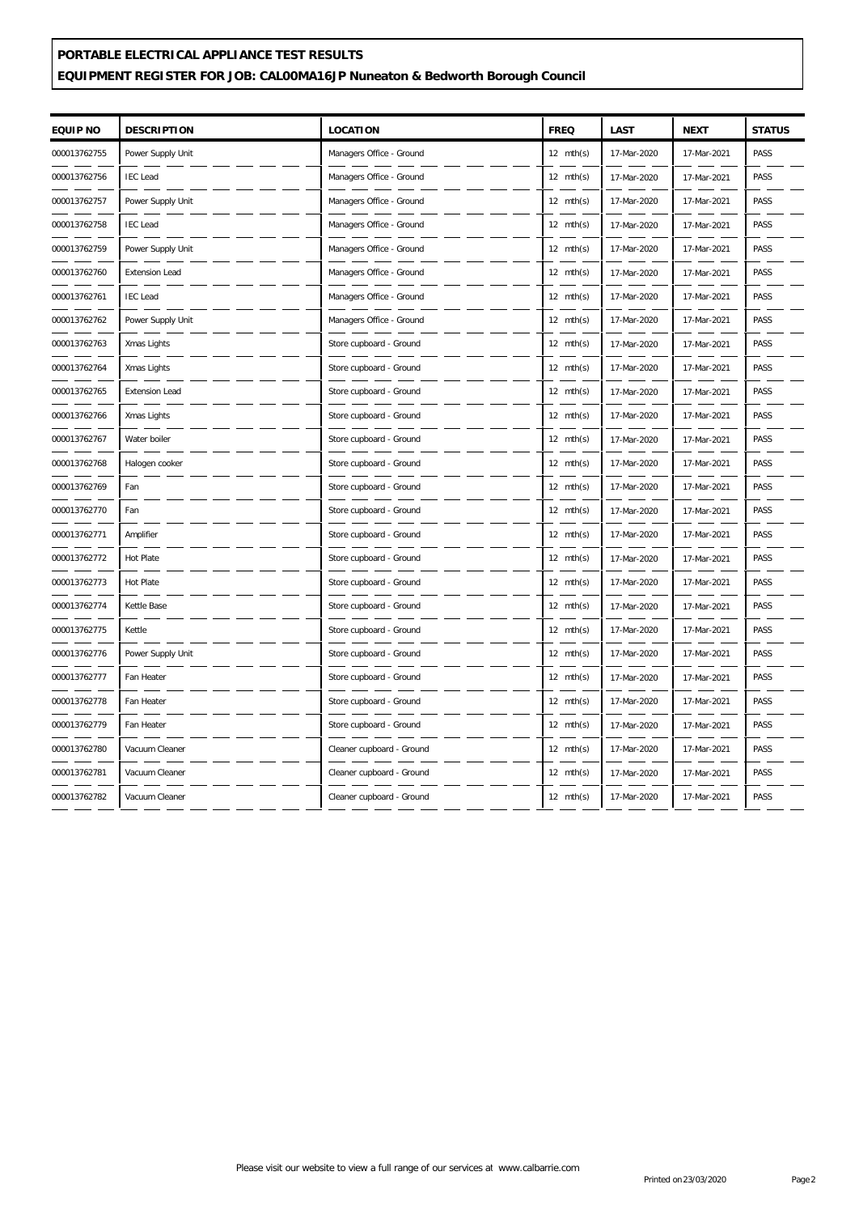**PORTABLE ELECTRICAL APPLIANCE TEST RESULTS**

**EQUIPMENT REGISTER FOR JOB: CAL00MA16JP Nuneaton & Bedworth Borough Council**

| EQUIP NO | DESCRIPTION | LOCATION | FREQ | LAST | NEXT | STATUS |
|---|---|---|---|---|---|---|
| 000013762755 | Power Supply Unit | Managers Office - Ground | 12 mth(s) | 17-Mar-2020 | 17-Mar-2021 | PASS |
| 000013762756 | IEC Lead | Managers Office - Ground | 12 mth(s) | 17-Mar-2020 | 17-Mar-2021 | PASS |
| 000013762757 | Power Supply Unit | Managers Office - Ground | 12 mth(s) | 17-Mar-2020 | 17-Mar-2021 | PASS |
| 000013762758 | IEC Lead | Managers Office - Ground | 12 mth(s) | 17-Mar-2020 | 17-Mar-2021 | PASS |
| 000013762759 | Power Supply Unit | Managers Office - Ground | 12 mth(s) | 17-Mar-2020 | 17-Mar-2021 | PASS |
| 000013762760 | Extension Lead | Managers Office - Ground | 12 mth(s) | 17-Mar-2020 | 17-Mar-2021 | PASS |
| 000013762761 | IEC Lead | Managers Office - Ground | 12 mth(s) | 17-Mar-2020 | 17-Mar-2021 | PASS |
| 000013762762 | Power Supply Unit | Managers Office - Ground | 12 mth(s) | 17-Mar-2020 | 17-Mar-2021 | PASS |
| 000013762763 | Xmas Lights | Store cupboard - Ground | 12 mth(s) | 17-Mar-2020 | 17-Mar-2021 | PASS |
| 000013762764 | Xmas Lights | Store cupboard - Ground | 12 mth(s) | 17-Mar-2020 | 17-Mar-2021 | PASS |
| 000013762765 | Extension Lead | Store cupboard - Ground | 12 mth(s) | 17-Mar-2020 | 17-Mar-2021 | PASS |
| 000013762766 | Xmas Lights | Store cupboard - Ground | 12 mth(s) | 17-Mar-2020 | 17-Mar-2021 | PASS |
| 000013762767 | Water boiler | Store cupboard - Ground | 12 mth(s) | 17-Mar-2020 | 17-Mar-2021 | PASS |
| 000013762768 | Halogen cooker | Store cupboard - Ground | 12 mth(s) | 17-Mar-2020 | 17-Mar-2021 | PASS |
| 000013762769 | Fan | Store cupboard - Ground | 12 mth(s) | 17-Mar-2020 | 17-Mar-2021 | PASS |
| 000013762770 | Fan | Store cupboard - Ground | 12 mth(s) | 17-Mar-2020 | 17-Mar-2021 | PASS |
| 000013762771 | Amplifier | Store cupboard - Ground | 12 mth(s) | 17-Mar-2020 | 17-Mar-2021 | PASS |
| 000013762772 | Hot Plate | Store cupboard - Ground | 12 mth(s) | 17-Mar-2020 | 17-Mar-2021 | PASS |
| 000013762773 | Hot Plate | Store cupboard - Ground | 12 mth(s) | 17-Mar-2020 | 17-Mar-2021 | PASS |
| 000013762774 | Kettle Base | Store cupboard - Ground | 12 mth(s) | 17-Mar-2020 | 17-Mar-2021 | PASS |
| 000013762775 | Kettle | Store cupboard - Ground | 12 mth(s) | 17-Mar-2020 | 17-Mar-2021 | PASS |
| 000013762776 | Power Supply Unit | Store cupboard - Ground | 12 mth(s) | 17-Mar-2020 | 17-Mar-2021 | PASS |
| 000013762777 | Fan Heater | Store cupboard - Ground | 12 mth(s) | 17-Mar-2020 | 17-Mar-2021 | PASS |
| 000013762778 | Fan Heater | Store cupboard - Ground | 12 mth(s) | 17-Mar-2020 | 17-Mar-2021 | PASS |
| 000013762779 | Fan Heater | Store cupboard - Ground | 12 mth(s) | 17-Mar-2020 | 17-Mar-2021 | PASS |
| 000013762780 | Vacuum Cleaner | Cleaner cupboard - Ground | 12 mth(s) | 17-Mar-2020 | 17-Mar-2021 | PASS |
| 000013762781 | Vacuum Cleaner | Cleaner cupboard - Ground | 12 mth(s) | 17-Mar-2020 | 17-Mar-2021 | PASS |
| 000013762782 | Vacuum Cleaner | Cleaner cupboard - Ground | 12 mth(s) | 17-Mar-2020 | 17-Mar-2021 | PASS |

Please visit our website to view a full range of our services at www.calbarrie.com

Printed on 23/03/2020